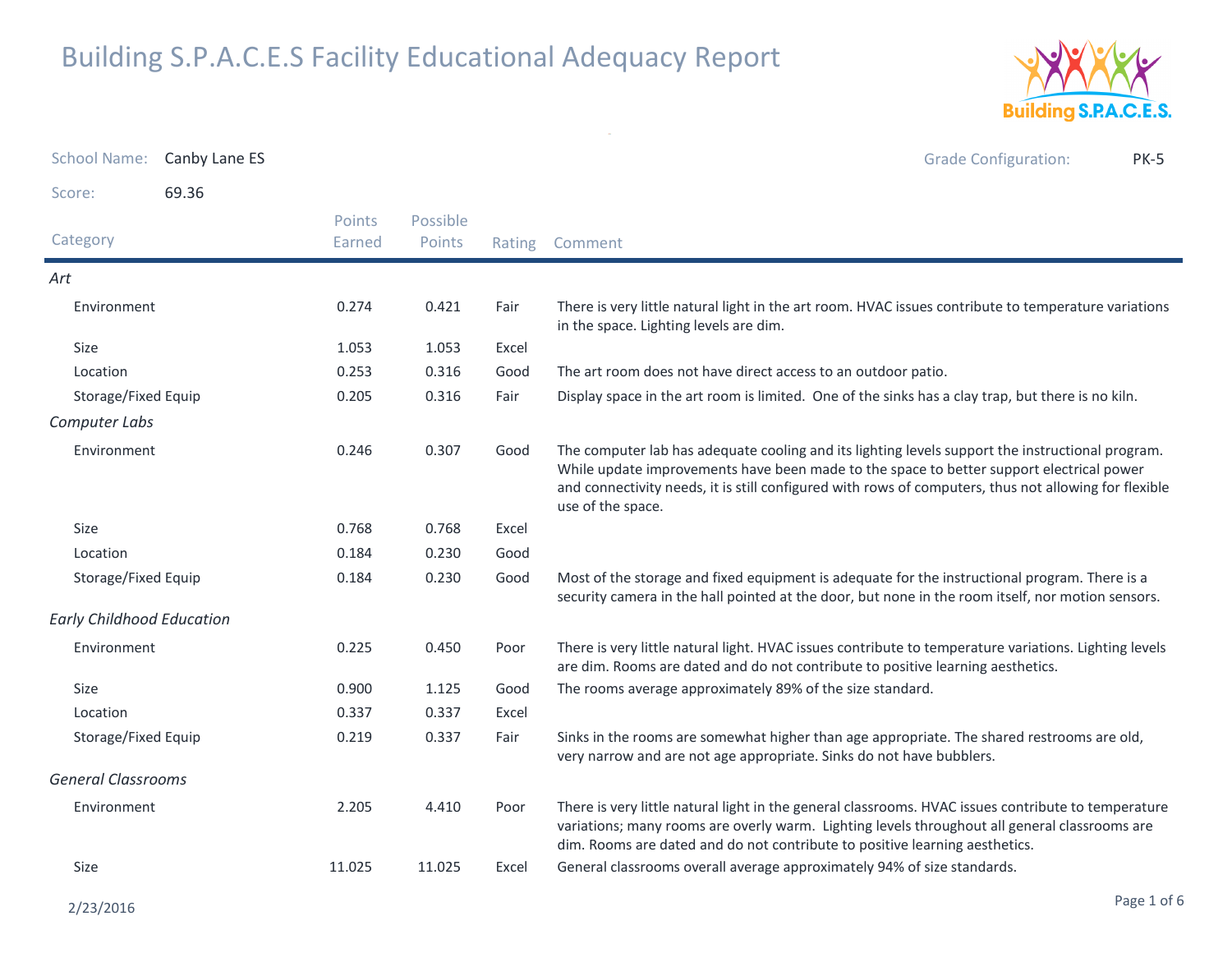# Building S.P.A.C.E.S Facility Educational Adequacy Report

School Name: Canby Lane ES

Grade Configuration: PK-5

Score: 69.36

| Category | Points Earned | Possible Points | Rating | Comment |
|---|---|---|---|---|
| *Art* | | | | |
| Environment | 0.274 | 0.421 | Fair | There is very little natural light in the art room. HVAC issues contribute to temperature variations in the space. Lighting levels are dim. |
| Size | 1.053 | 1.053 | Excel | |
| Location | 0.253 | 0.316 | Good | The art room does not have direct access to an outdoor patio. |
| Storage/Fixed Equip | 0.205 | 0.316 | Fair | Display space in the art room is limited. One of the sinks has a clay trap, but there is no kiln. |
| *Computer Labs* | | | | |
| Environment | 0.246 | 0.307 | Good | The computer lab has adequate cooling and its lighting levels support the instructional program. While update improvements have been made to the space to better support electrical power and connectivity needs, it is still configured with rows of computers, thus not allowing for flexible use of the space. |
| Size | 0.768 | 0.768 | Excel | |
| Location | 0.184 | 0.230 | Good | |
| Storage/Fixed Equip | 0.184 | 0.230 | Good | Most of the storage and fixed equipment is adequate for the instructional program. There is a security camera in the hall pointed at the door, but none in the room itself, nor motion sensors. |
| *Early Childhood Education* | | | | |
| Environment | 0.225 | 0.450 | Poor | There is very little natural light. HVAC issues contribute to temperature variations. Lighting levels are dim. Rooms are dated and do not contribute to positive learning aesthetics. |
| Size | 0.900 | 1.125 | Good | The rooms average approximately 89% of the size standard. |
| Location | 0.337 | 0.337 | Excel | |
| Storage/Fixed Equip | 0.219 | 0.337 | Fair | Sinks in the rooms are somewhat higher than age appropriate. The shared restrooms are old, very narrow and are not age appropriate. Sinks do not have bubblers. |
| *General Classrooms* | | | | |
| Environment | 2.205 | 4.410 | Poor | There is very little natural light in the general classrooms. HVAC issues contribute to temperature variations; many rooms are overly warm. Lighting levels throughout all general classrooms are dim. Rooms are dated and do not contribute to positive learning aesthetics. |
| Size | 11.025 | 11.025 | Excel | General classrooms overall average approximately 94% of size standards. |

2/23/2016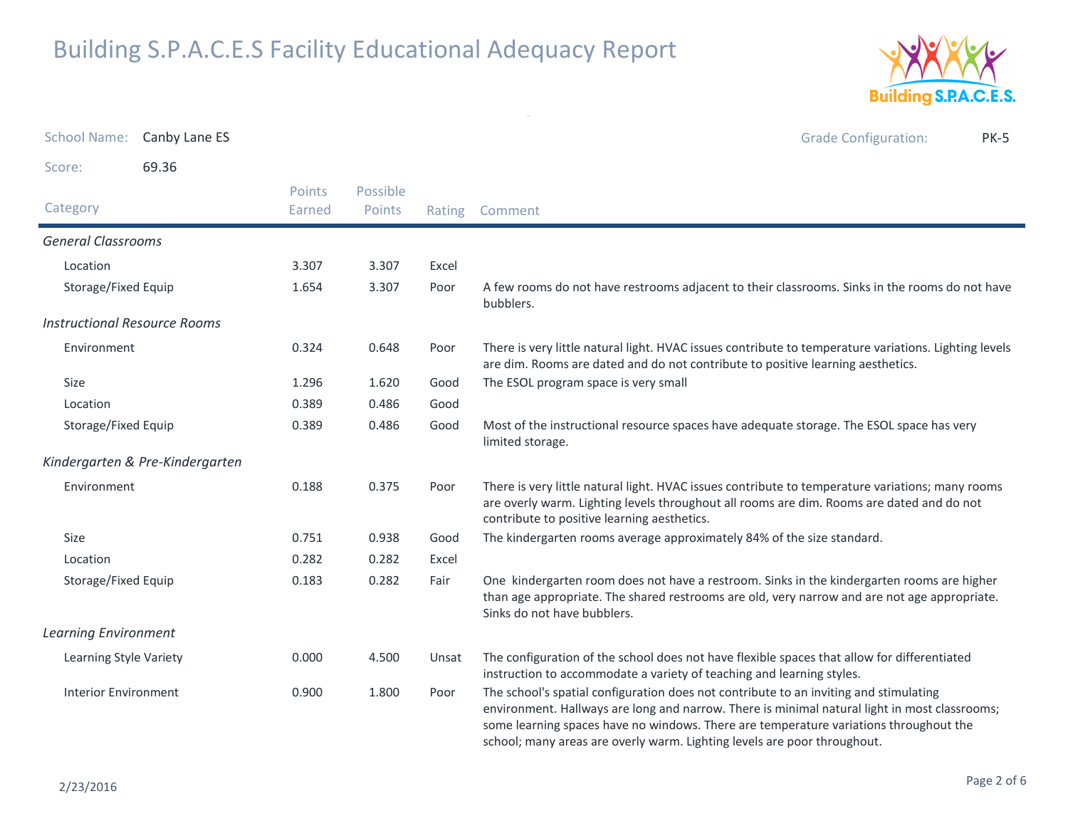# Building S.P.A.C.E.S Facility Educational Adequacy Report

School Name: Canby Lane ES

Grade Configuration: PK-5

Score: 69.36

| Category | Points Earned | Possible Points | Rating | Comment |
|---|---|---|---|---|
| *General Classrooms* | | | | |
| Location | 3.307 | 3.307 | Excel | |
| Storage/Fixed Equip | 1.654 | 3.307 | Poor | A few rooms do not have restrooms adjacent to their classrooms. Sinks in the rooms do not have bubblers. |
| *Instructional Resource Rooms* | | | | |
| Environment | 0.324 | 0.648 | Poor | There is very little natural light. HVAC issues contribute to temperature variations. Lighting levels are dim. Rooms are dated and do not contribute to positive learning aesthetics. |
| Size | 1.296 | 1.620 | Good | The ESOL program space is very small |
| Location | 0.389 | 0.486 | Good | |
| Storage/Fixed Equip | 0.389 | 0.486 | Good | Most of the instructional resource spaces have adequate storage. The ESOL space has very limited storage. |
| *Kindergarten & Pre-Kindergarten* | | | | |
| Environment | 0.188 | 0.375 | Poor | There is very little natural light. HVAC issues contribute to temperature variations; many rooms are overly warm. Lighting levels throughout all rooms are dim. Rooms are dated and do not contribute to positive learning aesthetics. |
| Size | 0.751 | 0.938 | Good | The kindergarten rooms average approximately 84% of the size standard. |
| Location | 0.282 | 0.282 | Excel | |
| Storage/Fixed Equip | 0.183 | 0.282 | Fair | One kindergarten room does not have a restroom. Sinks in the kindergarten rooms are higher than age appropriate. The shared restrooms are old, very narrow and are not age appropriate. Sinks do not have bubblers. |
| *Learning Environment* | | | | |
| Learning Style Variety | 0.000 | 4.500 | Unsat | The configuration of the school does not have flexible spaces that allow for differentiated instruction to accommodate a variety of teaching and learning styles. |
| Interior Environment | 0.900 | 1.800 | Poor | The school's spatial configuration does not contribute to an inviting and stimulating environment. Hallways are long and narrow. There is minimal natural light in most classrooms; some learning spaces have no windows. There are temperature variations throughout the school; many areas are overly warm. Lighting levels are poor throughout. |

2/23/2016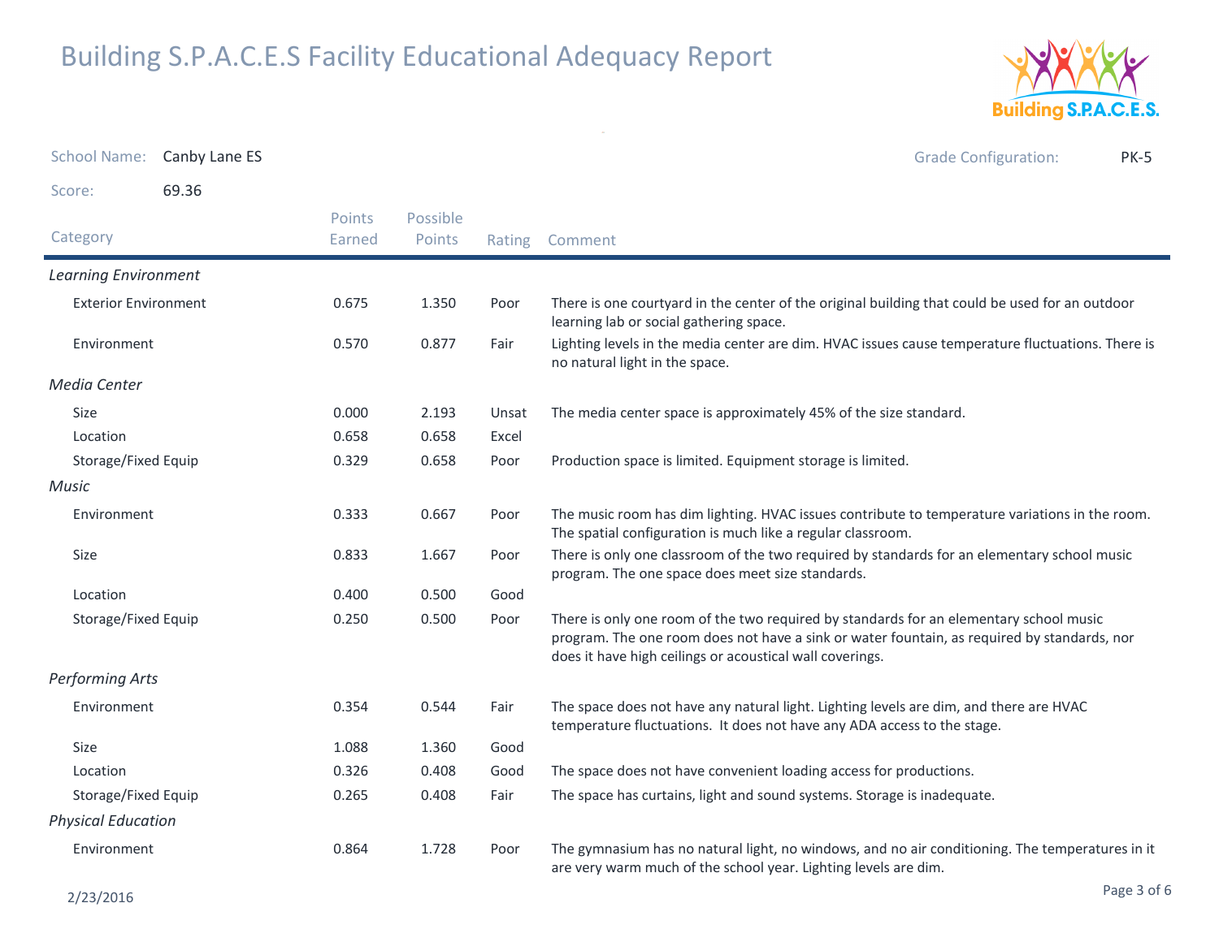# Building S.P.A.C.E.S Facility Educational Adequacy Report

School Name: Canby Lane ES

Grade Configuration: PK-5

Score: 69.36

| Category | Points Earned | Possible Points | Rating | Comment |
|---|---|---|---|---|
| *Learning Environment* | | | | |
| Exterior Environment | 0.675 | 1.350 | Poor | There is one courtyard in the center of the original building that could be used for an outdoor learning lab or social gathering space. |
| Environment | 0.570 | 0.877 | Fair | Lighting levels in the media center are dim. HVAC issues cause temperature fluctuations. There is no natural light in the space. |
| *Media Center* | | | | |
| Size | 0.000 | 2.193 | Unsat | The media center space is approximately 45% of the size standard. |
| Location | 0.658 | 0.658 | Excel | |
| Storage/Fixed Equip | 0.329 | 0.658 | Poor | Production space is limited. Equipment storage is limited. |
| *Music* | | | | |
| Environment | 0.333 | 0.667 | Poor | The music room has dim lighting. HVAC issues contribute to temperature variations in the room. The spatial configuration is much like a regular classroom. |
| Size | 0.833 | 1.667 | Poor | There is only one classroom of the two required by standards for an elementary school music program. The one space does meet size standards. |
| Location | 0.400 | 0.500 | Good | |
| Storage/Fixed Equip | 0.250 | 0.500 | Poor | There is only one room of the two required by standards for an elementary school music program. The one room does not have a sink or water fountain, as required by standards, nor does it have high ceilings or acoustical wall coverings. |
| *Performing Arts* | | | | |
| Environment | 0.354 | 0.544 | Fair | The space does not have any natural light. Lighting levels are dim, and there are HVAC temperature fluctuations. It does not have any ADA access to the stage. |
| Size | 1.088 | 1.360 | Good | |
| Location | 0.326 | 0.408 | Good | The space does not have convenient loading access for productions. |
| Storage/Fixed Equip | 0.265 | 0.408 | Fair | The space has curtains, light and sound systems. Storage is inadequate. |
| *Physical Education* | | | | |
| Environment | 0.864 | 1.728 | Poor | The gymnasium has no natural light, no windows, and no air conditioning. The temperatures in it are very warm much of the school year. Lighting levels are dim. |

2/23/2016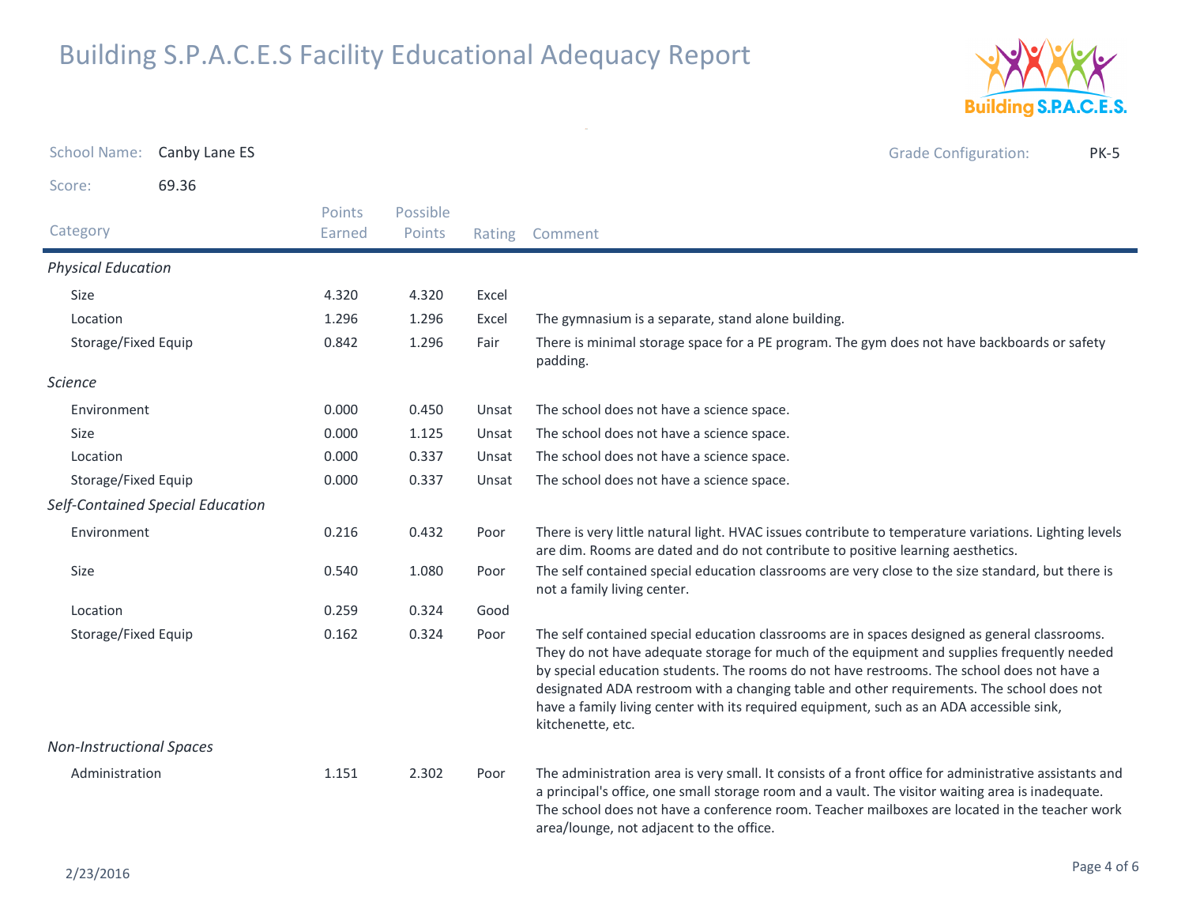# Building S.P.A.C.E.S Facility Educational Adequacy Report

School Name: Canby Lane ES

Grade Configuration: PK-5

Score: 69.36

| Category | Points Earned | Possible Points | Rating | Comment |
|---|---|---|---|---|
| *Physical Education* | | | | |
| Size | 4.320 | 4.320 | Excel | |
| Location | 1.296 | 1.296 | Excel | The gymnasium is a separate, stand alone building. |
| Storage/Fixed Equip | 0.842 | 1.296 | Fair | There is minimal storage space for a PE program. The gym does not have backboards or safety padding. |
| *Science* | | | | |
| Environment | 0.000 | 0.450 | Unsat | The school does not have a science space. |
| Size | 0.000 | 1.125 | Unsat | The school does not have a science space. |
| Location | 0.000 | 0.337 | Unsat | The school does not have a science space. |
| Storage/Fixed Equip | 0.000 | 0.337 | Unsat | The school does not have a science space. |
| *Self-Contained Special Education* | | | | |
| Environment | 0.216 | 0.432 | Poor | There is very little natural light. HVAC issues contribute to temperature variations. Lighting levels are dim. Rooms are dated and do not contribute to positive learning aesthetics. |
| Size | 0.540 | 1.080 | Poor | The self contained special education classrooms are very close to the size standard, but there is not a family living center. |
| Location | 0.259 | 0.324 | Good | |
| Storage/Fixed Equip | 0.162 | 0.324 | Poor | The self contained special education classrooms are in spaces designed as general classrooms. They do not have adequate storage for much of the equipment and supplies frequently needed by special education students. The rooms do not have restrooms. The school does not have a designated ADA restroom with a changing table and other requirements. The school does not have a family living center with its required equipment, such as an ADA accessible sink, kitchenette, etc. |
| *Non-Instructional Spaces* | | | | |
| Administration | 1.151 | 2.302 | Poor | The administration area is very small. It consists of a front office for administrative assistants and a principal's office, one small storage room and a vault. The visitor waiting area is inadequate. The school does not have a conference room. Teacher mailboxes are located in the teacher work area/lounge, not adjacent to the office. |

2/23/2016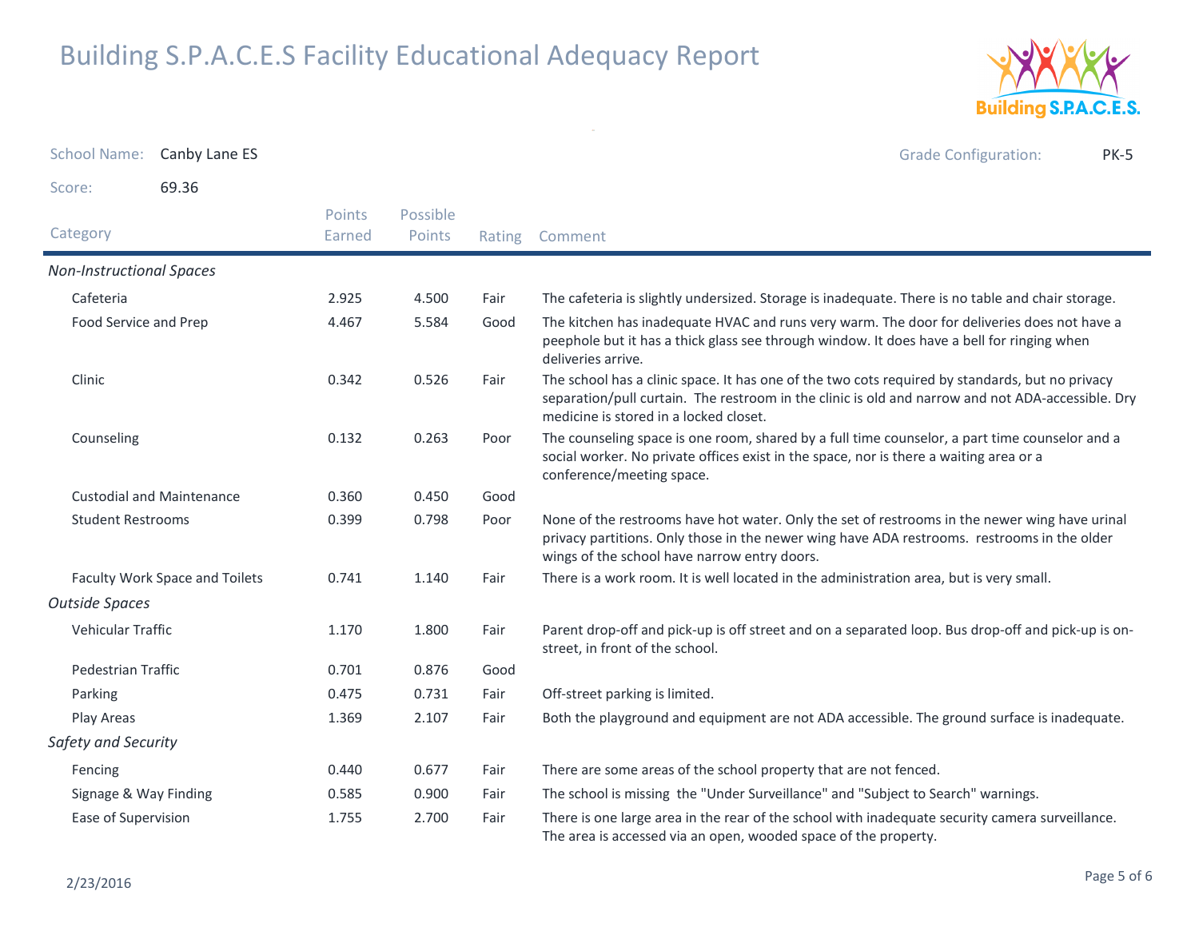# Building S.P.A.C.E.S Facility Educational Adequacy Report

School Name: Canby Lane ES

Grade Configuration: PK-5

Score: 69.36

| Category | Points Earned | Possible Points | Rating | Comment |
|---|---|---|---|---|
| *Non-Instructional Spaces* | | | | |
| Cafeteria | 2.925 | 4.500 | Fair | The cafeteria is slightly undersized. Storage is inadequate. There is no table and chair storage. |
| Food Service and Prep | 4.467 | 5.584 | Good | The kitchen has inadequate HVAC and runs very warm. The door for deliveries does not have a peephole but it has a thick glass see through window. It does have a bell for ringing when deliveries arrive. |
| Clinic | 0.342 | 0.526 | Fair | The school has a clinic space. It has one of the two cots required by standards, but no privacy separation/pull curtain. The restroom in the clinic is old and narrow and not ADA-accessible. Dry medicine is stored in a locked closet. |
| Counseling | 0.132 | 0.263 | Poor | The counseling space is one room, shared by a full time counselor, a part time counselor and a social worker. No private offices exist in the space, nor is there a waiting area or a conference/meeting space. |
| Custodial and Maintenance | 0.360 | 0.450 | Good | |
| Student Restrooms | 0.399 | 0.798 | Poor | None of the restrooms have hot water. Only the set of restrooms in the newer wing have urinal privacy partitions. Only those in the newer wing have ADA restrooms. restrooms in the older wings of the school have narrow entry doors. |
| Faculty Work Space and Toilets | 0.741 | 1.140 | Fair | There is a work room. It is well located in the administration area, but is very small. |
| *Outside Spaces* | | | | |
| Vehicular Traffic | 1.170 | 1.800 | Fair | Parent drop-off and pick-up is off street and on a separated loop. Bus drop-off and pick-up is on-street, in front of the school. |
| Pedestrian Traffic | 0.701 | 0.876 | Good | |
| Parking | 0.475 | 0.731 | Fair | Off-street parking is limited. |
| Play Areas | 1.369 | 2.107 | Fair | Both the playground and equipment are not ADA accessible. The ground surface is inadequate. |
| *Safety and Security* | | | | |
| Fencing | 0.440 | 0.677 | Fair | There are some areas of the school property that are not fenced. |
| Signage & Way Finding | 0.585 | 0.900 | Fair | The school is missing the "Under Surveillance" and "Subject to Search" warnings. |
| Ease of Supervision | 1.755 | 2.700 | Fair | There is one large area in the rear of the school with inadequate security camera surveillance. The area is accessed via an open, wooded space of the property. |

2/23/2016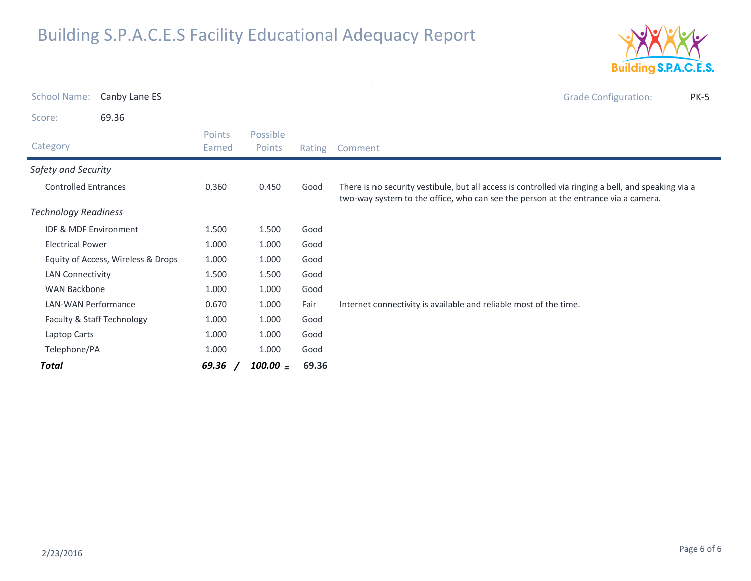# Building S.P.A.C.E.S Facility Educational Adequacy Report

School Name: Canby Lane ES

Grade Configuration: PK-5

Score: 69.36

| Category | Points Earned | Possible Points | Rating | Comment |
|---|---|---|---|---|
| *Safety and Security* | | | | |
| Controlled Entrances | 0.360 | 0.450 | Good | There is no security vestibule, but all access is controlled via ringing a bell, and speaking via a two-way system to the office, who can see the person at the entrance via a camera. |
| *Technology Readiness* | | | | |
| IDF & MDF Environment | 1.500 | 1.500 | Good | |
| Electrical Power | 1.000 | 1.000 | Good | |
| Equity of Access, Wireless & Drops | 1.000 | 1.000 | Good | |
| LAN Connectivity | 1.500 | 1.500 | Good | |
| WAN Backbone | 1.000 | 1.000 | Good | |
| LAN-WAN Performance | 0.670 | 1.000 | Fair | Internet connectivity is available and reliable most of the time. |
| Faculty & Staff Technology | 1.000 | 1.000 | Good | |
| Laptop Carts | 1.000 | 1.000 | Good | |
| Telephone/PA | 1.000 | 1.000 | Good | |
| ***Total*** | ***69.36 /*** | ***100.00 =*** | **69.36** | |

2/23/2016